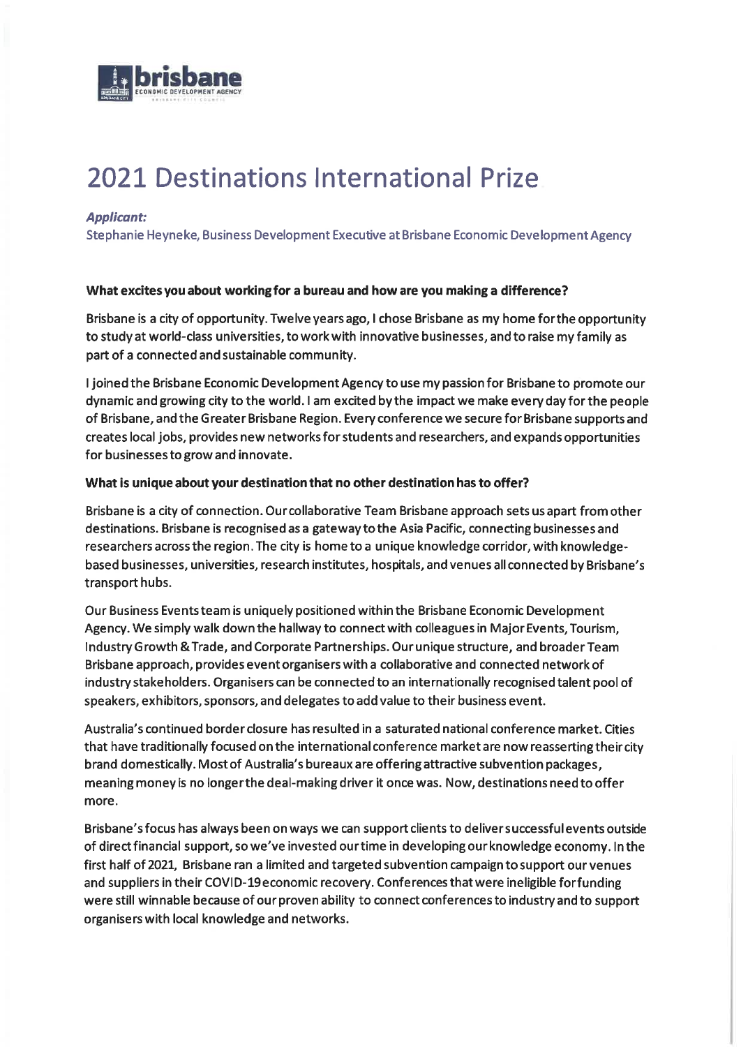# 2021 Destinations International Prize

***Applicant:***
Stephanie Heyneke, Business Development Executive at Brisbane Economic Development Agency

**What excites you about working for a bureau and how are you making a difference?**

Brisbane is a city of opportunity. Twelve years ago, I chose Brisbane as my home for the opportunity to study at world-class universities, to work with innovative businesses, and to raise my family as part of a connected and sustainable community.

I joined the Brisbane Economic Development Agency to use my passion for Brisbane to promote our dynamic and growing city to the world. I am excited by the impact we make every day for the people of Brisbane, and the Greater Brisbane Region. Every conference we secure for Brisbane supports and creates local jobs, provides new networks for students and researchers, and expands opportunities for businesses to grow and innovate.

**What is unique about your destination that no other destination has to offer?**

Brisbane is a city of connection. Our collaborative Team Brisbane approach sets us apart from other destinations. Brisbane is recognised as a gateway to the Asia Pacific, connecting businesses and researchers across the region. The city is home to a unique knowledge corridor, with knowledge-based businesses, universities, research institutes, hospitals, and venues all connected by Brisbane's transport hubs.

Our Business Events team is uniquely positioned within the Brisbane Economic Development Agency. We simply walk down the hallway to connect with colleagues in Major Events, Tourism, Industry Growth & Trade, and Corporate Partnerships. Our unique structure, and broader Team Brisbane approach, provides event organisers with a collaborative and connected network of industry stakeholders. Organisers can be connected to an internationally recognised talent pool of speakers, exhibitors, sponsors, and delegates to add value to their business event.

Australia's continued border closure has resulted in a saturated national conference market. Cities that have traditionally focused on the international conference market are now reasserting their city brand domestically. Most of Australia's bureaux are offering attractive subvention packages, meaning money is no longer the deal-making driver it once was. Now, destinations need to offer more.

Brisbane's focus has always been on ways we can support clients to deliver successful events outside of direct financial support, so we've invested our time in developing our knowledge economy. In the first half of 2021, Brisbane ran a limited and targeted subvention campaign to support our venues and suppliers in their COVID-19 economic recovery. Conferences that were ineligible for funding were still winnable because of our proven ability to connect conferences to industry and to support organisers with local knowledge and networks.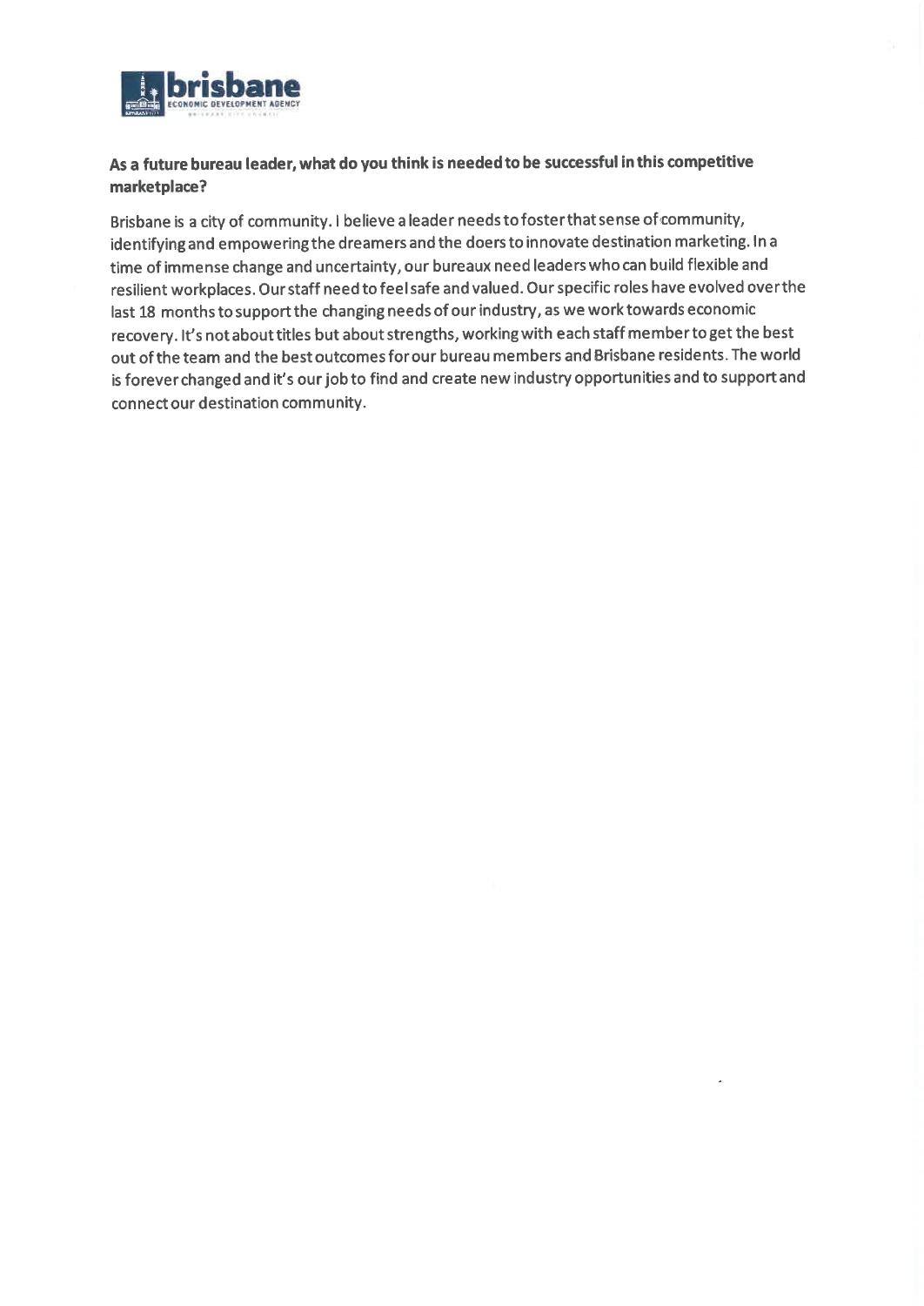**As a future bureau leader, what do you think is needed to be successful in this competitive marketplace?**

Brisbane is a city of community. I believe a leader needs to foster that sense of community, identifying and empowering the dreamers and the doers to innovate destination marketing. In a time of immense change and uncertainty, our bureaux need leaders who can build flexible and resilient workplaces. Our staff need to feel safe and valued. Our specific roles have evolved over the last 18 months to support the changing needs of our industry, as we work towards economic recovery. It's not about titles but about strengths, working with each staff member to get the best out of the team and the best outcomes for our bureau members and Brisbane residents. The world is forever changed and it's our job to find and create new industry opportunities and to support and connect our destination community.